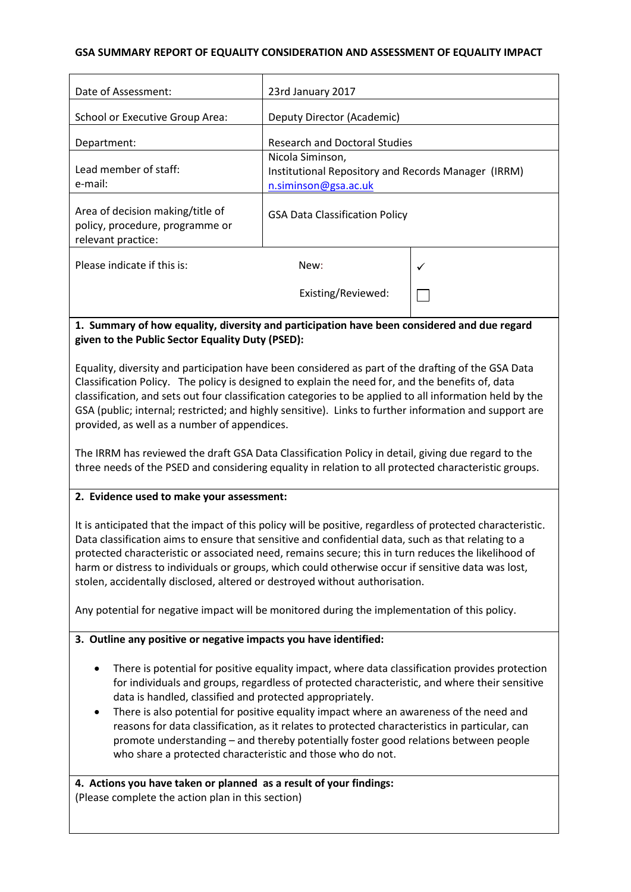**GSA SUMMARY REPORT OF EQUALITY CONSIDERATION AND ASSESSMENT OF EQUALITY IMPACT**

| | |
|---|---|
| Date of Assessment: | 23rd January 2017 |
| School or Executive Group Area: | Deputy Director (Academic) |
| Department: | Research and Doctoral Studies |
| Lead member of staff:<br>e-mail: | Nicola Siminson,<br>Institutional Repository and Records Manager (IRRM)<br>n.siminson@gsa.ac.uk |
| Area of decision making/title of policy, procedure, programme or relevant practice: | GSA Data Classification Policy |
| Please indicate if this is: | New: ✓<br>Existing/Reviewed: ☐ |

**1. Summary of how equality, diversity and participation have been considered and due regard given to the Public Sector Equality Duty (PSED):**

Equality, diversity and participation have been considered as part of the drafting of the GSA Data Classification Policy. The policy is designed to explain the need for, and the benefits of, data classification, and sets out four classification categories to be applied to all information held by the GSA (public; internal; restricted; and highly sensitive). Links to further information and support are provided, as well as a number of appendices.

The IRRM has reviewed the draft GSA Data Classification Policy in detail, giving due regard to the three needs of the PSED and considering equality in relation to all protected characteristic groups.

**2. Evidence used to make your assessment:**

It is anticipated that the impact of this policy will be positive, regardless of protected characteristic. Data classification aims to ensure that sensitive and confidential data, such as that relating to a protected characteristic or associated need, remains secure; this in turn reduces the likelihood of harm or distress to individuals or groups, which could otherwise occur if sensitive data was lost, stolen, accidentally disclosed, altered or destroyed without authorisation.

Any potential for negative impact will be monitored during the implementation of this policy.

**3. Outline any positive or negative impacts you have identified:**

- There is potential for positive equality impact, where data classification provides protection for individuals and groups, regardless of protected characteristic, and where their sensitive data is handled, classified and protected appropriately.
- There is also potential for positive equality impact where an awareness of the need and reasons for data classification, as it relates to protected characteristics in particular, can promote understanding – and thereby potentially foster good relations between people who share a protected characteristic and those who do not.

**4. Actions you have taken or planned as a result of your findings:**
(Please complete the action plan in this section)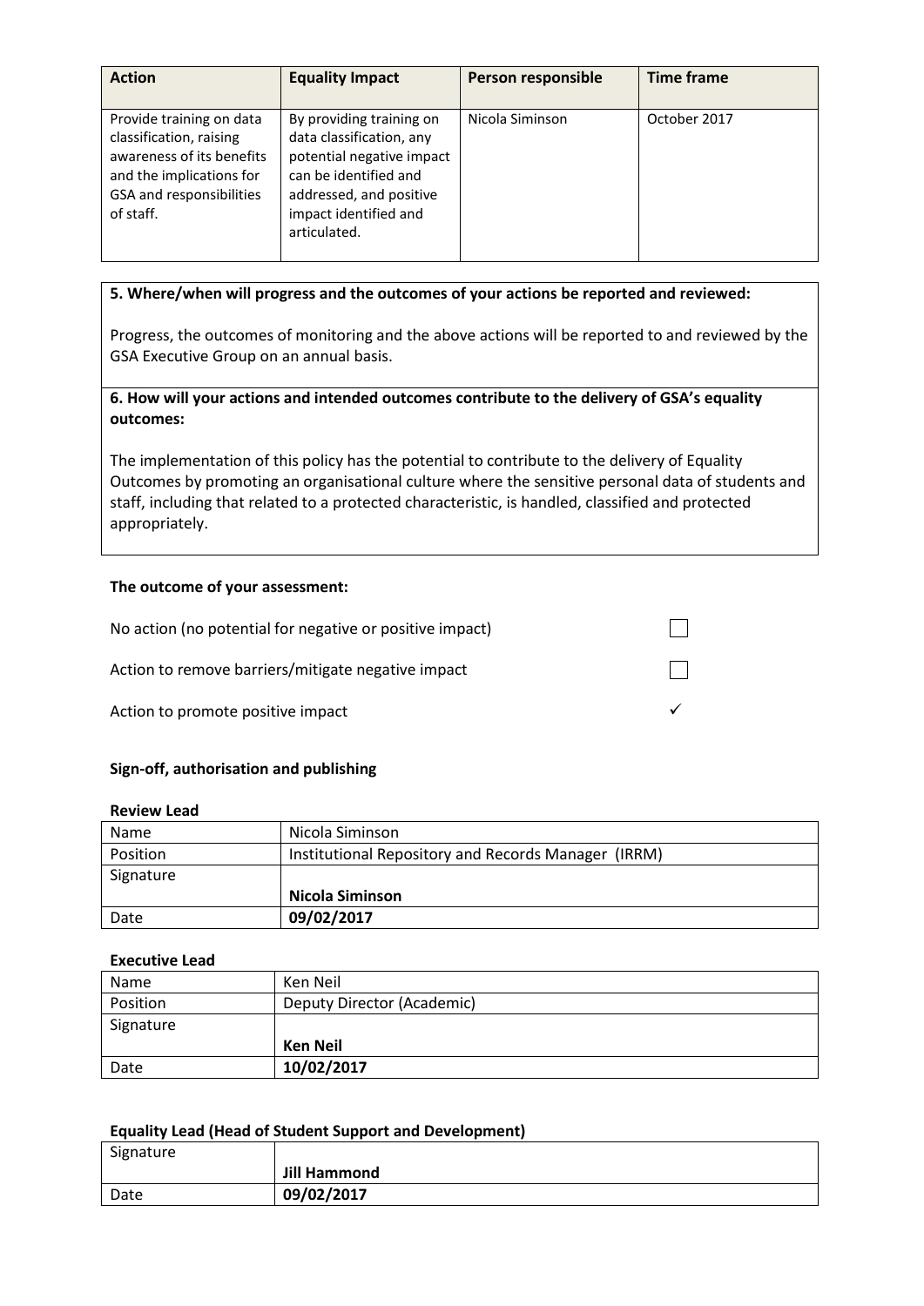| Action | Equality Impact | Person responsible | Time frame |
| --- | --- | --- | --- |
| Provide training on data classification, raising awareness of its benefits and the implications for GSA and responsibilities of staff. | By providing training on data classification, any potential negative impact can be identified and addressed, and positive impact identified and articulated. | Nicola Siminson | October 2017 |

**5. Where/when will progress and the outcomes of your actions be reported and reviewed:**

Progress, the outcomes of monitoring and the above actions will be reported to and reviewed by the GSA Executive Group on an annual basis.

**6. How will your actions and intended outcomes contribute to the delivery of GSA's equality outcomes:**

The implementation of this policy has the potential to contribute to the delivery of Equality Outcomes by promoting an organisational culture where the sensitive personal data of students and staff, including that related to a protected characteristic, is handled, classified and protected appropriately.

**The outcome of your assessment:**

| | |
| --- | --- |
| No action (no potential for negative or positive impact) | ☐ |
| Action to remove barriers/mitigate negative impact | ☐ |
| Action to promote positive impact | ✓ |

**Sign-off, authorisation and publishing**

**Review Lead**

| | |
| --- | --- |
| Name | Nicola Siminson |
| Position | Institutional Repository and Records Manager (IRRM) |
| Signature | **Nicola Siminson** |
| Date | **09/02/2017** |

**Executive Lead**

| | |
| --- | --- |
| Name | Ken Neil |
| Position | Deputy Director (Academic) |
| Signature | **Ken Neil** |
| Date | **10/02/2017** |

**Equality Lead (Head of Student Support and Development)**

| | |
| --- | --- |
| Signature | **Jill Hammond** |
| Date | **09/02/2017** |